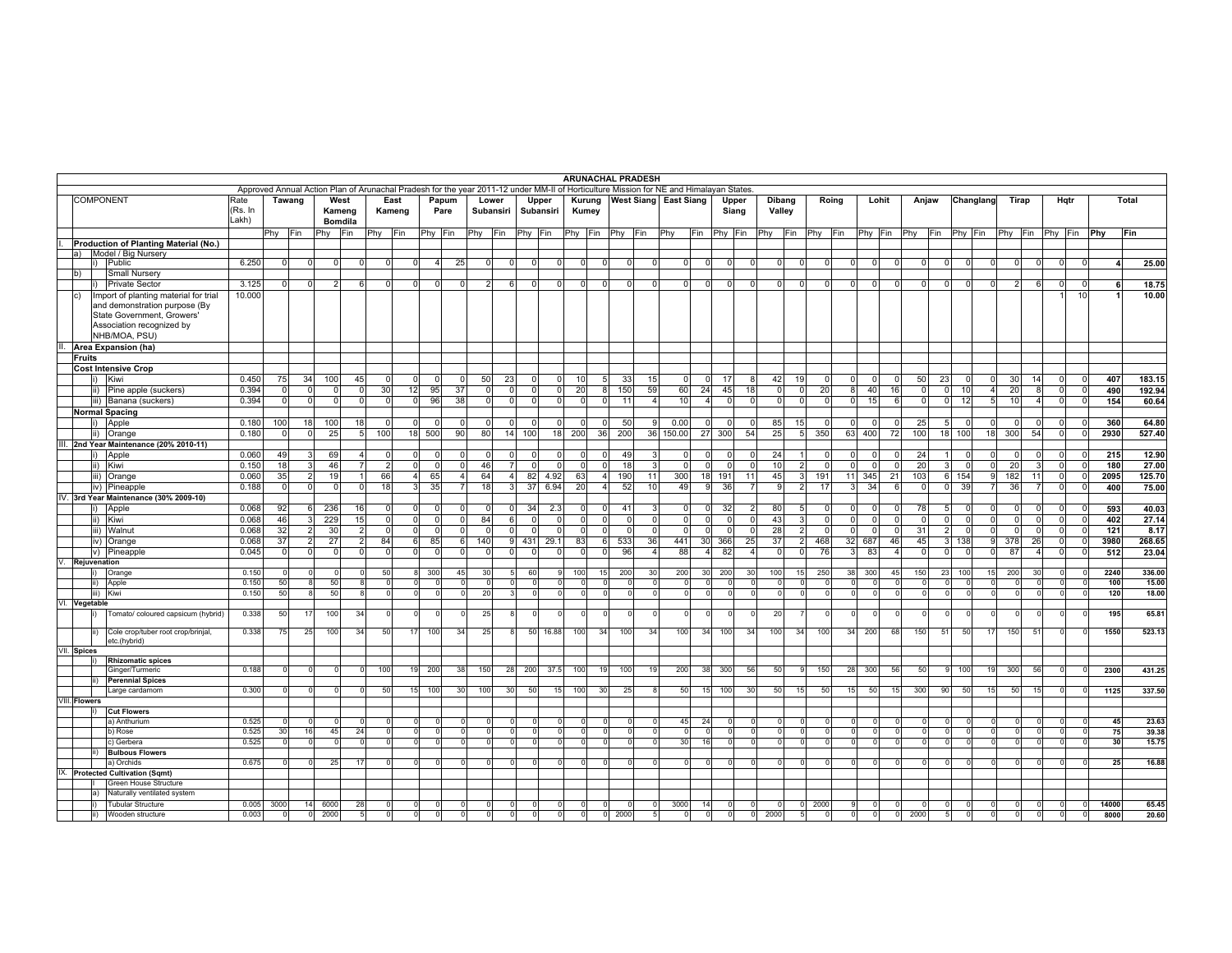## ARUNACHAL PRADESH

Approved Annual Action Plan of Arunachal Pradesh for the year 2011-12 under MM-II of Horticulture Mission for NE and Himalayan States.

| COMPONENT | Rate (Rs. In Lakh) | Tawang | | West Kameng Bomdila | | East Kameng | | Papum Pare | | Lower Subansiri | | Upper Subansiri | | Kurung Kumey | | West Siang | | East Siang | | Upper Siang | | Dibang Valley | | Roing | | Lohit | | Anjaw | | Changlang | | Tirap | | Hqtr | | Total | |
|---|---|---|---|---|---|---|---|---|---|---|---|---|---|---|---|---|---|---|---|---|---|---|---|---|---|---|---|---|---|---|---|---|---|---|---|---|---|
| | | Phy | Fin | Phy | Fin | Phy | Fin | Phy | Fin | Phy | Fin | Phy | Fin | Phy | Fin | Phy | Fin | Phy | Fin | Phy | Fin | Phy | Fin | Phy | Fin | Phy | Fin | Phy | Fin | Phy | Fin | Phy | Fin | Phy | Fin | Phy | Fin |
| **I. Production of Planting Material (No.)** | | | | | | | | | | | | | | | | | | | | | | | | | | | | | | | | | | | | | |
| a) Model / Big Nursery | | | | | | | | | | | | | | | | | | | | | | | | | | | | | | | | | | | | | |
| i) Public | 6.250 | 0 | 0 | 0 | 0 | 0 | 0 | 4 | 25 | 0 | 0 | 0 | 0 | 0 | 0 | 0 | 0 | 0 | 0 | 0 | 0 | 0 | 0 | 0 | 0 | 0 | 0 | 0 | 0 | 0 | 0 | 0 | 0 | 0 | 0 | **4** | **25.00** |
| b) Small Nursery | | | | | | | | | | | | | | | | | | | | | | | | | | | | | | | | | | | | | |
| i) Private Sector | 3.125 | 0 | 0 | 2 | 6 | 0 | 0 | 0 | 0 | 2 | 6 | 0 | 0 | 0 | 0 | 0 | 0 | 0 | 0 | 0 | 0 | 0 | 0 | 0 | 0 | 0 | 0 | 0 | 0 | 0 | 0 | 2 | 6 | 0 | 0 | **6** | **18.75** |
| c) Import of planting material for trial and demonstration purpose (By State Government, Growers' Association recognized by NHB/MOA, PSU) | 10.000 | | | | | | | | | | | | | | | | | | | | | | | | | | | | | | | | | 1 | 10 | **1** | **10.00** |
| **II. Area Expansion (ha)** | | | | | | | | | | | | | | | | | | | | | | | | | | | | | | | | | | | | | |
| **Fruits** | | | | | | | | | | | | | | | | | | | | | | | | | | | | | | | | | | | | | |
| **Cost Intensive Crop** | | | | | | | | | | | | | | | | | | | | | | | | | | | | | | | | | | | | | |
| i) Kiwi | 0.450 | 75 | 34 | 100 | 45 | 0 | 0 | 0 | 0 | 50 | 23 | 0 | 0 | 10 | 5 | 33 | 15 | 0 | 0 | 17 | 8 | 42 | 19 | 0 | 0 | 0 | 0 | 50 | 23 | 0 | 0 | 30 | 14 | 0 | 0 | **407** | **183.15** |
| ii) Pine apple (suckers) | 0.394 | 0 | 0 | 0 | 0 | 30 | 12 | 95 | 37 | 0 | 0 | 0 | 0 | 20 | 8 | 150 | 59 | 60 | 24 | 45 | 18 | 0 | 0 | 20 | 8 | 40 | 16 | 0 | 0 | 10 | 4 | 20 | 8 | 0 | 0 | **490** | **192.94** |
| iii) Banana (suckers) | 0.394 | 0 | 0 | 0 | 0 | 0 | 0 | 96 | 38 | 0 | 0 | 0 | 0 | 0 | 0 | 11 | 4 | 10 | 4 | 0 | 0 | 0 | 0 | 0 | 0 | 15 | 6 | 0 | 0 | 12 | 5 | 10 | 4 | 0 | 0 | **154** | **60.64** |
| **Normal Spacing** | | | | | | | | | | | | | | | | | | | | | | | | | | | | | | | | | | | | | |
| i) Apple | 0.180 | 100 | 18 | 100 | 18 | 0 | 0 | 0 | 0 | 0 | 0 | 0 | 0 | 0 | 0 | 50 | 9 | 0.00 | 0 | 0 | 0 | 85 | 15 | 0 | 0 | 0 | 0 | 25 | 5 | 0 | 0 | 0 | 0 | 0 | 0 | **360** | **64.80** |
| ii) Orange | 0.180 | 0 | 0 | 25 | 5 | 100 | 18 | 500 | 90 | 80 | 14 | 100 | 18 | 200 | 36 | 200 | 36 | 150.00 | 27 | 300 | 54 | 25 | 5 | 350 | 63 | 400 | 72 | 100 | 18 | 100 | 18 | 300 | 54 | 0 | 0 | **2930** | **527.40** |
| **III. 2nd Year Maintenance (20% 2010-11)** | | | | | | | | | | | | | | | | | | | | | | | | | | | | | | | | | | | | | |
| i) Apple | 0.060 | 49 | 3 | 69 | 4 | 0 | 0 | 0 | 0 | 0 | 0 | 0 | 0 | 0 | 0 | 49 | 3 | 0 | 0 | 0 | 0 | 24 | 1 | 0 | 0 | 0 | 0 | 24 | 1 | 0 | 0 | 0 | 0 | 0 | 0 | **215** | **12.90** |
| ii) Kiwi | 0.150 | 18 | 3 | 46 | 7 | 2 | 0 | 0 | 0 | 46 | 7 | 0 | 0 | 0 | 0 | 18 | 3 | 0 | 0 | 0 | 0 | 10 | 2 | 0 | 0 | 0 | 0 | 20 | 3 | 0 | 0 | 20 | 3 | 0 | 0 | **180** | **27.00** |
| iii) Orange | 0.060 | 35 | 2 | 19 | 1 | 66 | 4 | 65 | 4 | 64 | 4 | 82 | 4.92 | 63 | 4 | 190 | 11 | 300 | 18 | 191 | 11 | 45 | 3 | 191 | 11 | 345 | 21 | 103 | 6 | 154 | 9 | 182 | 11 | 0 | 0 | **2095** | **125.70** |
| iv) Pineapple | 0.188 | 0 | 0 | 0 | 0 | 18 | 3 | 35 | 7 | 18 | 3 | 37 | 6.94 | 20 | 4 | 52 | 10 | 49 | 9 | 36 | 7 | 9 | 2 | 17 | 3 | 34 | 6 | 0 | 0 | 39 | 7 | 36 | 7 | 0 | 0 | **400** | **75.00** |
| **IV. 3rd Year Maintenance (30% 2009-10)** | | | | | | | | | | | | | | | | | | | | | | | | | | | | | | | | | | | | | |
| i) Apple | 0.068 | 92 | 6 | 236 | 16 | 0 | 0 | 0 | 0 | 0 | 0 | 34 | 2.3 | 0 | 0 | 41 | 3 | 0 | 0 | 32 | 2 | 80 | 5 | 0 | 0 | 0 | 0 | 78 | 5 | 0 | 0 | 0 | 0 | 0 | 0 | **593** | **40.03** |
| ii) Kiwi | 0.068 | 46 | 3 | 229 | 15 | 0 | 0 | 0 | 0 | 84 | 6 | 0 | 0 | 0 | 0 | 0 | 0 | 0 | 0 | 0 | 0 | 43 | 3 | 0 | 0 | 0 | 0 | 0 | 0 | 0 | 0 | 0 | 0 | 0 | 0 | **402** | **27.14** |
| iii) Walnut | 0.068 | 32 | 2 | 30 | 2 | 0 | 0 | 0 | 0 | 0 | 0 | 0 | 0 | 0 | 0 | 0 | 0 | 0 | 0 | 0 | 0 | 28 | 2 | 0 | 0 | 0 | 0 | 31 | 2 | 0 | 0 | 0 | 0 | 0 | 0 | **121** | **8.17** |
| iv) Orange | 0.068 | 37 | 2 | 27 | 2 | 84 | 6 | 85 | 6 | 140 | 9 | 431 | 29.1 | 83 | 6 | 533 | 36 | 441 | 30 | 366 | 25 | 37 | 2 | 468 | 32 | 687 | 46 | 45 | 3 | 138 | 9 | 378 | 26 | 0 | 0 | **3980** | **268.65** |
| v) Pineapple | 0.045 | 0 | 0 | 0 | 0 | 0 | 0 | 0 | 0 | 0 | 0 | 0 | 0 | 0 | 0 | 96 | 4 | 88 | 4 | 82 | 4 | 0 | 0 | 76 | 3 | 83 | 4 | 0 | 0 | 0 | 0 | 87 | 4 | 0 | 0 | **512** | **23.04** |
| **V. Rejuvenation** | | | | | | | | | | | | | | | | | | | | | | | | | | | | | | | | | | | | | |
| i) Orange | 0.150 | 0 | 0 | 0 | 0 | 50 | 8 | 300 | 45 | 30 | 5 | 60 | 9 | 100 | 15 | 200 | 30 | 200 | 30 | 200 | 30 | 100 | 15 | 250 | 38 | 300 | 45 | 150 | 23 | 100 | 15 | 200 | 30 | 0 | 0 | **2240** | **336.00** |
| ii) Apple | 0.150 | 50 | 8 | 50 | 8 | 0 | 0 | 0 | 0 | 0 | 0 | 0 | 0 | 0 | 0 | 0 | 0 | 0 | 0 | 0 | 0 | 0 | 0 | 0 | 0 | 0 | 0 | 0 | 0 | 0 | 0 | 0 | 0 | 0 | 0 | **100** | **15.00** |
| iii) Kiwi | 0.150 | 50 | 8 | 50 | 8 | 0 | 0 | 0 | 0 | 20 | 3 | 0 | 0 | 0 | 0 | 0 | 0 | 0 | 0 | 0 | 0 | 0 | 0 | 0 | 0 | 0 | 0 | 0 | 0 | 0 | 0 | 0 | 0 | 0 | 0 | **120** | **18.00** |
| **VI. Vegetable** | | | | | | | | | | | | | | | | | | | | | | | | | | | | | | | | | | | | | |
| i) Tomato/ coloured capsicum (hybrid) | 0.338 | 50 | 17 | 100 | 34 | 0 | 0 | 0 | 0 | 25 | 8 | 0 | 0 | 0 | 0 | 0 | 0 | 0 | 0 | 0 | 0 | 20 | 7 | 0 | 0 | 0 | 0 | 0 | 0 | 0 | 0 | 0 | 0 | 0 | 0 | **195** | **65.81** |
| ii) Cole crop/tuber root crop/brinjal, etc.(hybrid) | 0.338 | 75 | 25 | 100 | 34 | 50 | 17 | 100 | 34 | 25 | 8 | 50 | 16.88 | 100 | 34 | 100 | 34 | 100 | 34 | 100 | 34 | 100 | 34 | 100 | 34 | 200 | 68 | 150 | 51 | 50 | 17 | 150 | 51 | 0 | 0 | **1550** | **523.13** |
| **VII. Spices** | | | | | | | | | | | | | | | | | | | | | | | | | | | | | | | | | | | | | |
| i) **Rhizomatic spices** | | | | | | | | | | | | | | | | | | | | | | | | | | | | | | | | | | | | | |
| Ginger/Turmeric | 0.188 | 0 | 0 | 0 | 0 | 100 | 19 | 200 | 38 | 150 | 28 | 200 | 37.5 | 100 | 19 | 100 | 19 | 200 | 38 | 300 | 56 | 50 | 9 | 150 | 28 | 300 | 56 | 50 | 9 | 100 | 19 | 300 | 56 | 0 | 0 | **2300** | **431.25** |
| ii) **Perennial Spices** | | | | | | | | | | | | | | | | | | | | | | | | | | | | | | | | | | | | | |
| Large cardamom | 0.300 | 0 | 0 | 0 | 0 | 50 | 15 | 100 | 30 | 100 | 30 | 50 | 15 | 100 | 30 | 25 | 8 | 50 | 15 | 100 | 30 | 50 | 15 | 50 | 15 | 50 | 15 | 300 | 90 | 50 | 15 | 50 | 15 | 0 | 0 | **1125** | **337.50** |
| **VIII. Flowers** | | | | | | | | | | | | | | | | | | | | | | | | | | | | | | | | | | | | | |
| i) **Cut Flowers** | | | | | | | | | | | | | | | | | | | | | | | | | | | | | | | | | | | | | |
| a) Anthurium | 0.525 | 0 | 0 | 0 | 0 | 0 | 0 | 0 | 0 | 0 | 0 | 0 | 0 | 0 | 0 | 0 | 0 | 45 | 24 | 0 | 0 | 0 | 0 | 0 | 0 | 0 | 0 | 0 | 0 | 0 | 0 | 0 | 0 | 0 | 0 | **45** | **23.63** |
| b) Rose | 0.525 | 30 | 16 | 45 | 24 | 0 | 0 | 0 | 0 | 0 | 0 | 0 | 0 | 0 | 0 | 0 | 0 | 0 | 0 | 0 | 0 | 0 | 0 | 0 | 0 | 0 | 0 | 0 | 0 | 0 | 0 | 0 | 0 | 0 | 0 | **75** | **39.38** |
| c) Gerbera | 0.525 | 0 | 0 | 0 | 0 | 0 | 0 | 0 | 0 | 0 | 0 | 0 | 0 | 0 | 0 | 0 | 0 | 30 | 16 | 0 | 0 | 0 | 0 | 0 | 0 | 0 | 0 | 0 | 0 | 0 | 0 | 0 | 0 | 0 | 0 | **30** | **15.75** |
| ii) **Bulbous Flowers** | | | | | | | | | | | | | | | | | | | | | | | | | | | | | | | | | | | | | |
| a) Orchids | 0.675 | 0 | 0 | 25 | 17 | 0 | 0 | 0 | 0 | 0 | 0 | 0 | 0 | 0 | 0 | 0 | 0 | 0 | 0 | 0 | 0 | 0 | 0 | 0 | 0 | 0 | 0 | 0 | 0 | 0 | 0 | 0 | 0 | 0 | 0 | **25** | **16.88** |
| **IX. Protected Cultivation (Sqmt)** | | | | | | | | | | | | | | | | | | | | | | | | | | | | | | | | | | | | | |
| I Green House Structure | | | | | | | | | | | | | | | | | | | | | | | | | | | | | | | | | | | | | |
| a) Naturally ventilated system | | | | | | | | | | | | | | | | | | | | | | | | | | | | | | | | | | | | | |
| i) Tubular Structure | 0.005 | 3000 | 14 | 6000 | 28 | 0 | 0 | 0 | 0 | 0 | 0 | 0 | 0 | 0 | 0 | 0 | 0 | 3000 | 14 | 0 | 0 | 0 | 0 | 2000 | 9 | 0 | 0 | 0 | 0 | 0 | 0 | 0 | 0 | 0 | 0 | **14000** | **65.45** |
| ii) Wooden structure | 0.003 | 0 | 0 | 2000 | 5 | 0 | 0 | 0 | 0 | 0 | 0 | 0 | 0 | 0 | 0 | 2000 | 5 | 0 | 0 | 0 | 0 | 2000 | 5 | 0 | 0 | 0 | 0 | 2000 | 5 | 0 | 0 | 0 | 0 | 0 | 0 | **8000** | **20.60** |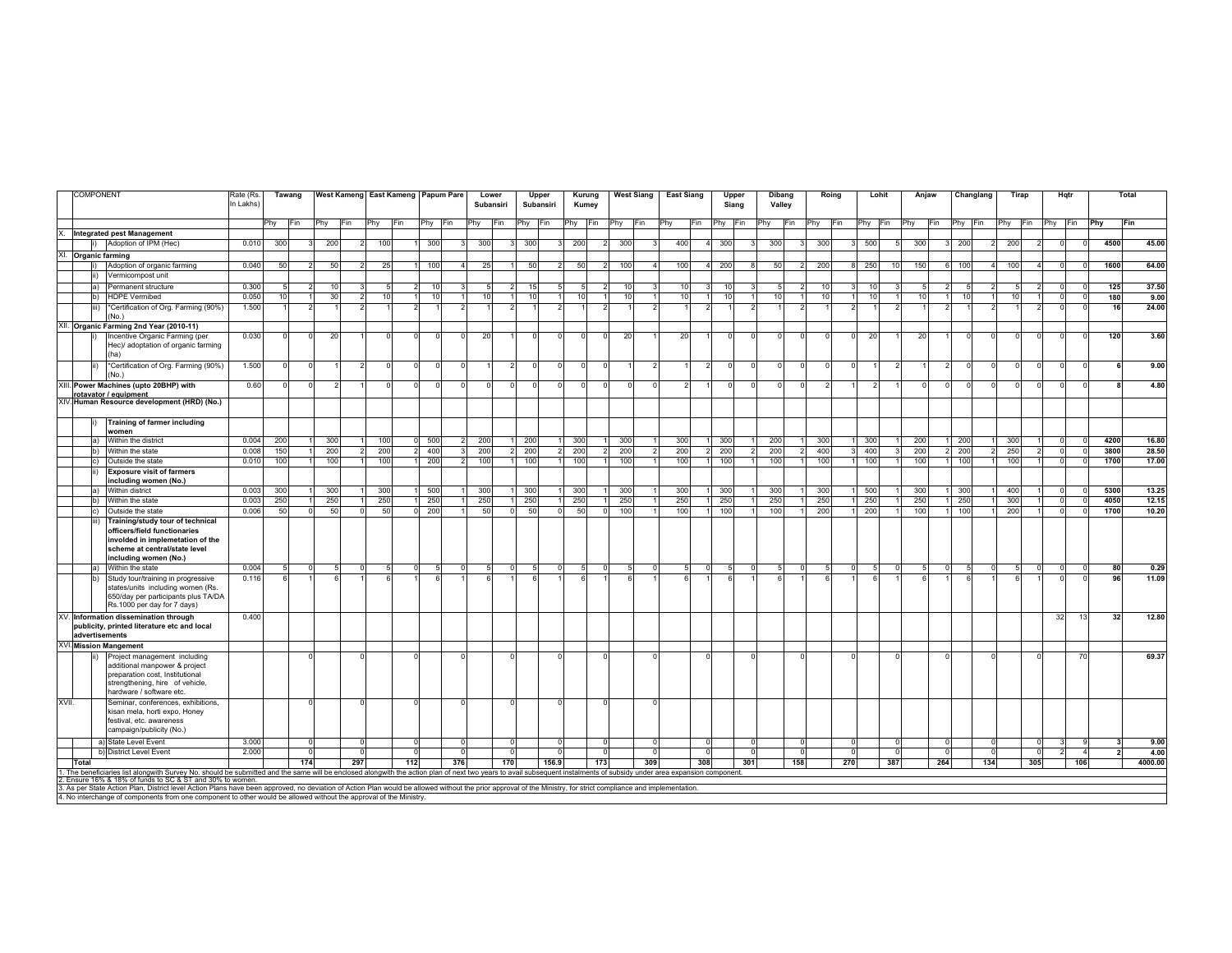| COMPONENT | Rate (Rs. In Lakhs) | Tawang | | West Kameng | | East Kameng | | Papum Pare | | Lower Subansiri | | Upper Subansiri | | Kurung Kumey | | West Siang | | East Siang | | Upper Siang | | Dibang Valley | | Roing | | Lohit | | Anjaw | | Changlang | | Tirap | | Hqtr | | Total | |
|---|---|---|---|---|---|---|---|---|---|---|---|---|---|---|---|---|---|---|---|---|---|---|---|---|---|---|---|---|---|---|---|---|---|---|---|---|---|
| | | Phy | Fin | Phy | Fin | Phy | Fin | Phy | Fin | Phy | Fin | Phy | Fin | Phy | Fin | Phy | Fin | Phy | Fin | Phy | Fin | Phy | Fin | Phy | Fin | Phy | Fin | Phy | Fin | Phy | Fin | Phy | Fin | Phy | Fin | Phy | Fin |
| **X. Integrated pest Management** | | | | | | | | | | | | | | | | | | | | | | | | | | | | | | | | | | | | | |
| i) Adoption of IPM (Hec) | 0.010 | 300 | 3 | 200 | 2 | 100 | 1 | 300 | 3 | 300 | 3 | 300 | 3 | 200 | 2 | 300 | 3 | 400 | 4 | 300 | 3 | 300 | 3 | 300 | 3 | 500 | 5 | 300 | 3 | 200 | 2 | 200 | 2 | 0 | 0 | 4500 | 45.00 |
| **XI. Organic farming** | | | | | | | | | | | | | | | | | | | | | | | | | | | | | | | | | | | | | |
| i) Adoption of organic farming | 0.040 | 50 | 2 | 50 | 2 | 25 | 1 | 100 | 4 | 25 | 1 | 50 | 2 | 50 | 2 | 100 | 4 | 100 | 4 | 200 | 8 | 50 | 2 | 200 | 8 | 250 | 10 | 150 | 6 | 100 | 4 | 100 | 4 | 0 | 0 | 1600 | 64.00 |
| ii) Vermicompost unit | | | | | | | | | | | | | | | | | | | | | | | | | | | | | | | | | | | | | |
| a) Permanent structure | 0.300 | 5 | 2 | 10 | 3 | 5 | 2 | 10 | 3 | 5 | 2 | 15 | 5 | 5 | 2 | 10 | 3 | 10 | 3 | 10 | 3 | 5 | 2 | 10 | 3 | 10 | 3 | 5 | 2 | 5 | 2 | 5 | 2 | 0 | 0 | 125 | 37.50 |
| b) HDPE Vermibed | 0.050 | 10 | 1 | 30 | 2 | 10 | 1 | 10 | 1 | 10 | 1 | 10 | 1 | 10 | 1 | 10 | 1 | 10 | 1 | 10 | 1 | 10 | 1 | 10 | 1 | 10 | 1 | 10 | 1 | 10 | 1 | 10 | 1 | 0 | 0 | 180 | 9.00 |
| iii) *Certification of Org. Farming (90%) (No.) | 1.500 | 1 | 2 | 1 | 2 | 1 | 2 | 1 | 2 | 1 | 2 | 1 | 2 | 1 | 2 | 1 | 2 | 1 | 2 | 1 | 2 | 1 | 2 | 1 | 2 | 1 | 2 | 1 | 2 | 1 | 2 | 1 | 2 | 0 | 0 | 16 | 24.00 |
| **XII. Organic Farming 2nd Year (2010-11)** | | | | | | | | | | | | | | | | | | | | | | | | | | | | | | | | | | | | | |
| i) Incentive Organic Farming (per Hec)/ adoptation of organic farming (ha) | 0.030 | 0 | 0 | 20 | 1 | 0 | 0 | 0 | 0 | 20 | 1 | 0 | 0 | 0 | 0 | 20 | 1 | 20 | 1 | 0 | 0 | 0 | 0 | 0 | 0 | 20 | 1 | 20 | 1 | 0 | 0 | 0 | 0 | 0 | 0 | 120 | 3.60 |
| ii) *Certification of Org. Farming (90%) (No.) | 1.500 | 0 | 0 | 1 | 2 | 0 | 0 | 0 | 0 | 1 | 2 | 0 | 0 | 0 | 0 | 1 | 2 | 1 | 2 | 0 | 0 | 0 | 0 | 0 | 0 | 1 | 2 | 1 | 2 | 0 | 0 | 0 | 0 | 0 | 0 | 6 | 9.00 |
| **XIII. Power Machines (upto 20BHP) with rotavator / equipment** | 0.60 | 0 | 0 | 2 | 1 | 0 | 0 | 0 | 0 | 0 | 0 | 0 | 0 | 0 | 0 | 0 | 0 | 2 | 1 | 0 | 0 | 0 | 0 | 2 | 1 | 2 | 1 | 0 | 0 | 0 | 0 | 0 | 0 | 0 | 0 | 8 | 4.80 |
| **XIV. Human Resource development (HRD) (No.)** | | | | | | | | | | | | | | | | | | | | | | | | | | | | | | | | | | | | | |
| i) **Training of farmer including women** | | | | | | | | | | | | | | | | | | | | | | | | | | | | | | | | | | | | | |
| a) Within the district | 0.004 | 200 | 1 | 300 | 1 | 100 | 0 | 500 | 2 | 200 | 1 | 200 | 1 | 300 | 1 | 300 | 1 | 300 | 1 | 300 | 1 | 200 | 1 | 300 | 1 | 300 | 1 | 200 | 1 | 200 | 1 | 300 | 1 | 0 | 0 | 4200 | 16.80 |
| b) Within the state | 0.008 | 150 | 1 | 200 | 2 | 200 | 2 | 400 | 3 | 200 | 2 | 200 | 2 | 200 | 2 | 200 | 2 | 200 | 2 | 200 | 2 | 200 | 2 | 400 | 3 | 400 | 3 | 200 | 2 | 200 | 2 | 250 | 2 | 0 | 0 | 3800 | 28.50 |
| c) Outside the state | 0.010 | 100 | 1 | 100 | 1 | 100 | 1 | 200 | 2 | 100 | 1 | 100 | 1 | 100 | 1 | 100 | 1 | 100 | 1 | 100 | 1 | 100 | 1 | 100 | 1 | 100 | 1 | 100 | 1 | 100 | 1 | 100 | 1 | 0 | 0 | 1700 | 17.00 |
| ii) **Exposure visit of farmers including women (No.)** | | | | | | | | | | | | | | | | | | | | | | | | | | | | | | | | | | | | | |
| a) Within district | 0.003 | 300 | 1 | 300 | 1 | 300 | 1 | 500 | 1 | 300 | 1 | 300 | 1 | 300 | 1 | 300 | 1 | 300 | 1 | 300 | 1 | 300 | 1 | 300 | 1 | 500 | 1 | 300 | 1 | 300 | 1 | 400 | 1 | 0 | 0 | 5300 | 13.25 |
| b) Within the state | 0.003 | 250 | 1 | 250 | 1 | 250 | 1 | 250 | 1 | 250 | 1 | 250 | 1 | 250 | 1 | 250 | 1 | 250 | 1 | 250 | 1 | 250 | 1 | 250 | 1 | 250 | 1 | 250 | 1 | 250 | 1 | 300 | 1 | 0 | 0 | 4050 | 12.15 |
| c) Outside the state | 0.006 | 50 | 0 | 50 | 0 | 50 | 0 | 200 | 1 | 50 | 0 | 50 | 0 | 50 | 0 | 100 | 1 | 100 | 1 | 100 | 1 | 100 | 1 | 200 | 1 | 200 | 1 | 100 | 1 | 100 | 1 | 200 | 1 | 0 | 0 | 1700 | 10.20 |
| iii) **Training/study tour of technical officers/field functionaries involded in implemetation of the scheme at central/state level including women (No.)** | | | | | | | | | | | | | | | | | | | | | | | | | | | | | | | | | | | | | |
| a) Within the state | 0.004 | 5 | 0 | 5 | 0 | 5 | 0 | 5 | 0 | 5 | 0 | 5 | 0 | 5 | 0 | 5 | 0 | 5 | 0 | 5 | 0 | 5 | 0 | 5 | 0 | 5 | 0 | 5 | 0 | 5 | 0 | 5 | 0 | 0 | 0 | 80 | 0.29 |
| b) Study tour/training in progressive states/units including women (Rs. 650/day per participants plus TA/DA Rs.1000 per day for 7 days) | 0.116 | 6 | 1 | 6 | 1 | 6 | 1 | 6 | 1 | 6 | 1 | 6 | 1 | 6 | 1 | 6 | 1 | 6 | 1 | 6 | 1 | 6 | 1 | 6 | 1 | 6 | 1 | 6 | 1 | 6 | 1 | 6 | 1 | 0 | 0 | 96 | 11.09 |
| **XV. Information dissemination through publicity, printed literature etc and local advertisements** | 0.400 | | | | | | | | | | | | | | | | | | | | | | | | | | | | | | | | | 32 | 13 | 32 | 12.80 |
| **XVI. Mission Mangement** | | | | | | | | | | | | | | | | | | | | | | | | | | | | | | | | | | | | | |
| ii) Project management including additional manpower & project preparation cost, Institutional strengthening, hire of vehicle, hardware / software etc. | | | 0 | | 0 | | 0 | | 0 | | 0 | | 0 | | 0 | | 0 | | 0 | | 0 | | 0 | | 0 | | 0 | | 0 | | 0 | | 0 | | 70 | | 69.37 |
| XVII. Seminar, conferences, exhibitions, kisan mela, horti expo, Honey festival, etc. awareness campaign/publicity (No.) | | | 0 | | 0 | | 0 | | 0 | | 0 | | 0 | | 0 | | 0 | | | | | | | | | | | | | | | | | | | | |
| a) State Level Event | 3.000 | | 0 | | 0 | | 0 | | 0 | | 0 | | 0 | | 0 | | 0 | | 0 | | 0 | | 0 | | 0 | | 0 | | 0 | | 0 | | 0 | 3 | 9 | 3 | 9.00 |
| b) District Level Event | 2.000 | | 0 | | 0 | | 0 | | 0 | | 0 | | 0 | | 0 | | 0 | | 0 | | 0 | | 0 | | 0 | | 0 | | 0 | | 0 | | 0 | 2 | 4 | 2 | 4.00 |
| **Total** | | | 174 | | 297 | | 112 | | 376 | | 170 | | 156.9 | | 173 | | 309 | | 308 | | 301 | | 158 | | 270 | | 387 | | 264 | | 134 | | 305 | | 106 | | 4000.00 |

1. The beneficiaries list alongwith Survey No. should be submitted and the same will be enclosed alongwith the action plan of next two years to avail subsequent instalments of subsidy under area expansion component.
2. Ensure 16% & 18% of funds to SC & ST and 30% to women.
3. As per State Action Plan, District level Action Plans have been approved, no deviation of Action Plan would be allowed without the prior approval of the Ministry, for strict compliance and implementation.
4. No interchange of components from one component to other would be allowed without the approval of the Ministry.